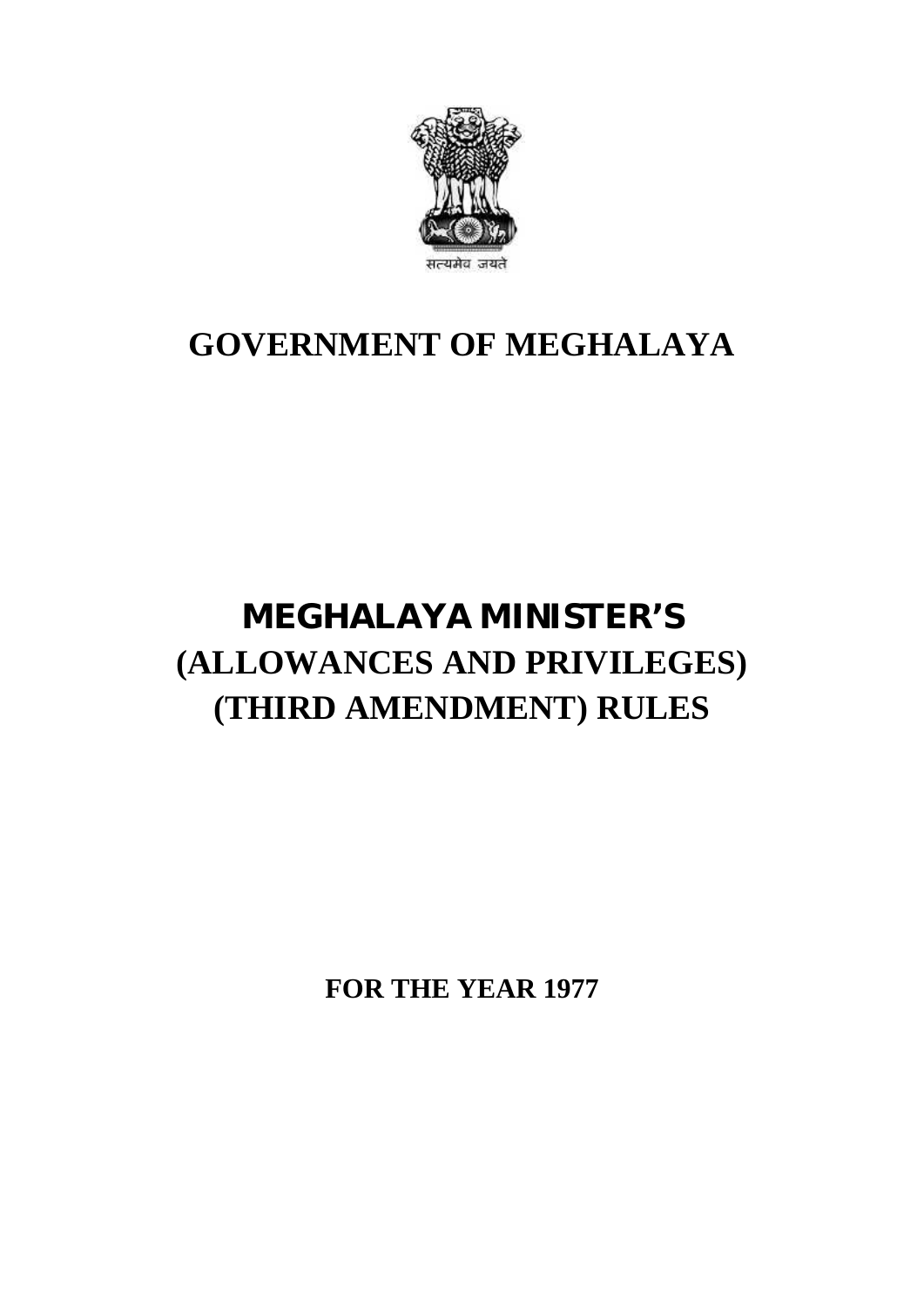सत्यमेव जयते

# GOVERNMENT OF MEGHALAYA

# MEGHALAYA MINISTER'S (ALLOWANCES AND PRIVILEGES) (THIRD AMENDMENT) RULES

**FOR THE YEAR 1977**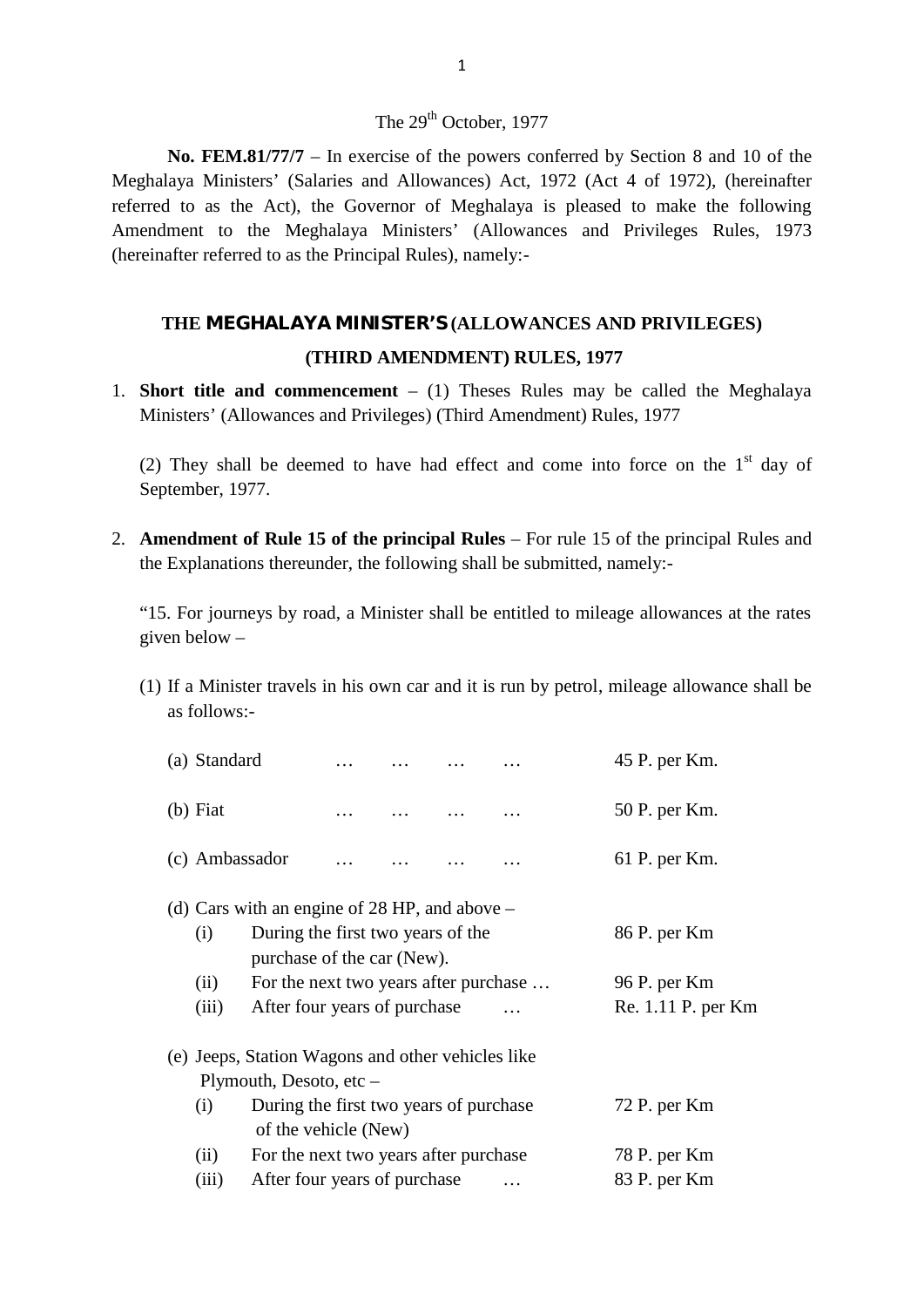The 29th October, 1977

**No. FEM.81/77/7** – In exercise of the powers conferred by Section 8 and 10 of the Meghalaya Ministers' (Salaries and Allowances) Act, 1972 (Act 4 of 1972), (hereinafter referred to as the Act), the Governor of Meghalaya is pleased to make the following Amendment to the Meghalaya Ministers' (Allowances and Privileges Rules, 1973 (hereinafter referred to as the Principal Rules), namely:-

## THE MEGHALAYA MINISTER'S (ALLOWANCES AND PRIVILEGES) (THIRD AMENDMENT) RULES, 1977

1. **Short title and commencement** – (1) Theses Rules may be called the Meghalaya Ministers' (Allowances and Privileges) (Third Amendment) Rules, 1977

   (2) They shall be deemed to have had effect and come into force on the 1st day of September, 1977.

2. **Amendment of Rule 15 of the principal Rules** – For rule 15 of the principal Rules and the Explanations thereunder, the following shall be submitted, namely:-

   "15. For journeys by road, a Minister shall be entitled to mileage allowances at the rates given below –

   (1) If a Minister travels in his own car and it is run by petrol, mileage allowance shall be as follows:-

   (a) Standard … … … … 45 P. per Km.

   (b) Fiat … … … … 50 P. per Km.

   (c) Ambassador … … … … 61 P. per Km.

   (d) Cars with an engine of 28 HP, and above –
   - (i) During the first two years of the purchase of the car (New). 86 P. per Km
   - (ii) For the next two years after purchase … 96 P. per Km
   - (iii) After four years of purchase … Re. 1.11 P. per Km

   (e) Jeeps, Station Wagons and other vehicles like Plymouth, Desoto, etc –
   - (i) During the first two years of purchase of the vehicle (New) 72 P. per Km
   - (ii) For the next two years after purchase 78 P. per Km
   - (iii) After four years of purchase … 83 P. per Km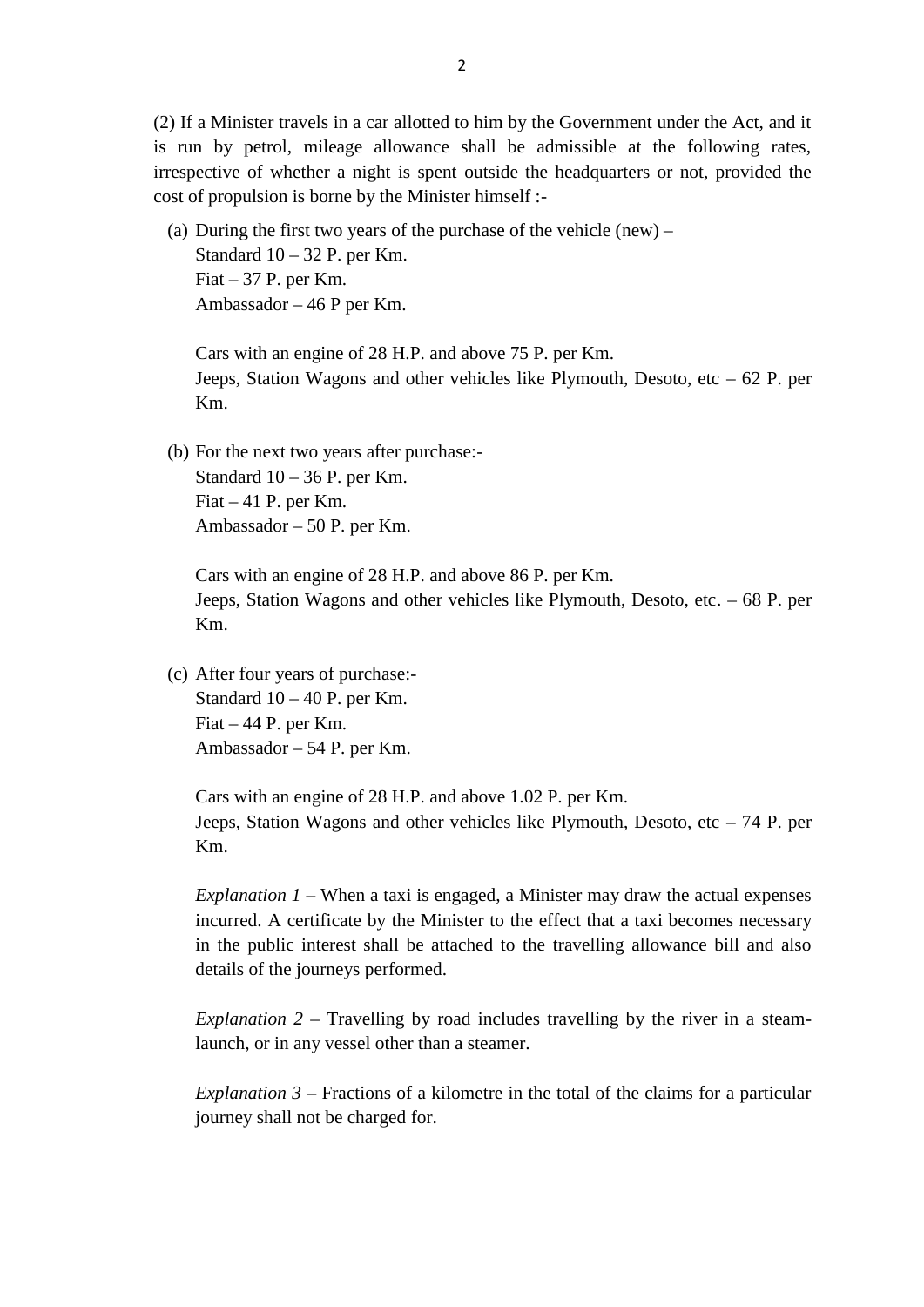(2) If a Minister travels in a car allotted to him by the Government under the Act, and it is run by petrol, mileage allowance shall be admissible at the following rates, irrespective of whether a night is spent outside the headquarters or not, provided the cost of propulsion is borne by the Minister himself :-

(a) During the first two years of the purchase of the vehicle (new) –
Standard 10 – 32 P. per Km.
Fiat – 37 P. per Km.
Ambassador – 46 P per Km.

Cars with an engine of 28 H.P. and above 75 P. per Km.
Jeeps, Station Wagons and other vehicles like Plymouth, Desoto, etc – 62 P. per Km.

(b) For the next two years after purchase:-
Standard 10 – 36 P. per Km.
Fiat – 41 P. per Km.
Ambassador – 50 P. per Km.

Cars with an engine of 28 H.P. and above 86 P. per Km.
Jeeps, Station Wagons and other vehicles like Plymouth, Desoto, etc. – 68 P. per Km.

(c) After four years of purchase:-
Standard 10 – 40 P. per Km.
Fiat – 44 P. per Km.
Ambassador – 54 P. per Km.

Cars with an engine of 28 H.P. and above 1.02 P. per Km.
Jeeps, Station Wagons and other vehicles like Plymouth, Desoto, etc – 74 P. per Km.

*Explanation 1* – When a taxi is engaged, a Minister may draw the actual expenses incurred. A certificate by the Minister to the effect that a taxi becomes necessary in the public interest shall be attached to the travelling allowance bill and also details of the journeys performed.

*Explanation 2* – Travelling by road includes travelling by the river in a steam-launch, or in any vessel other than a steamer.

*Explanation 3* – Fractions of a kilometre in the total of the claims for a particular journey shall not be charged for.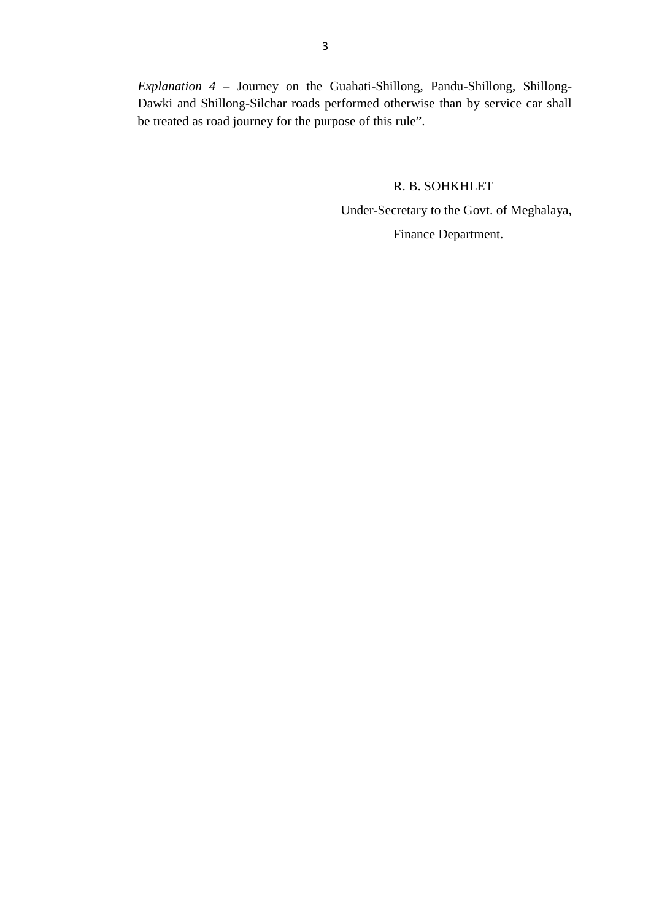*Explanation 4* – Journey on the Guahati-Shillong, Pandu-Shillong, Shillong-Dawki and Shillong-Silchar roads performed otherwise than by service car shall be treated as road journey for the purpose of this rule".

R. B. SOHKHLET

Under-Secretary to the Govt. of Meghalaya,

Finance Department.